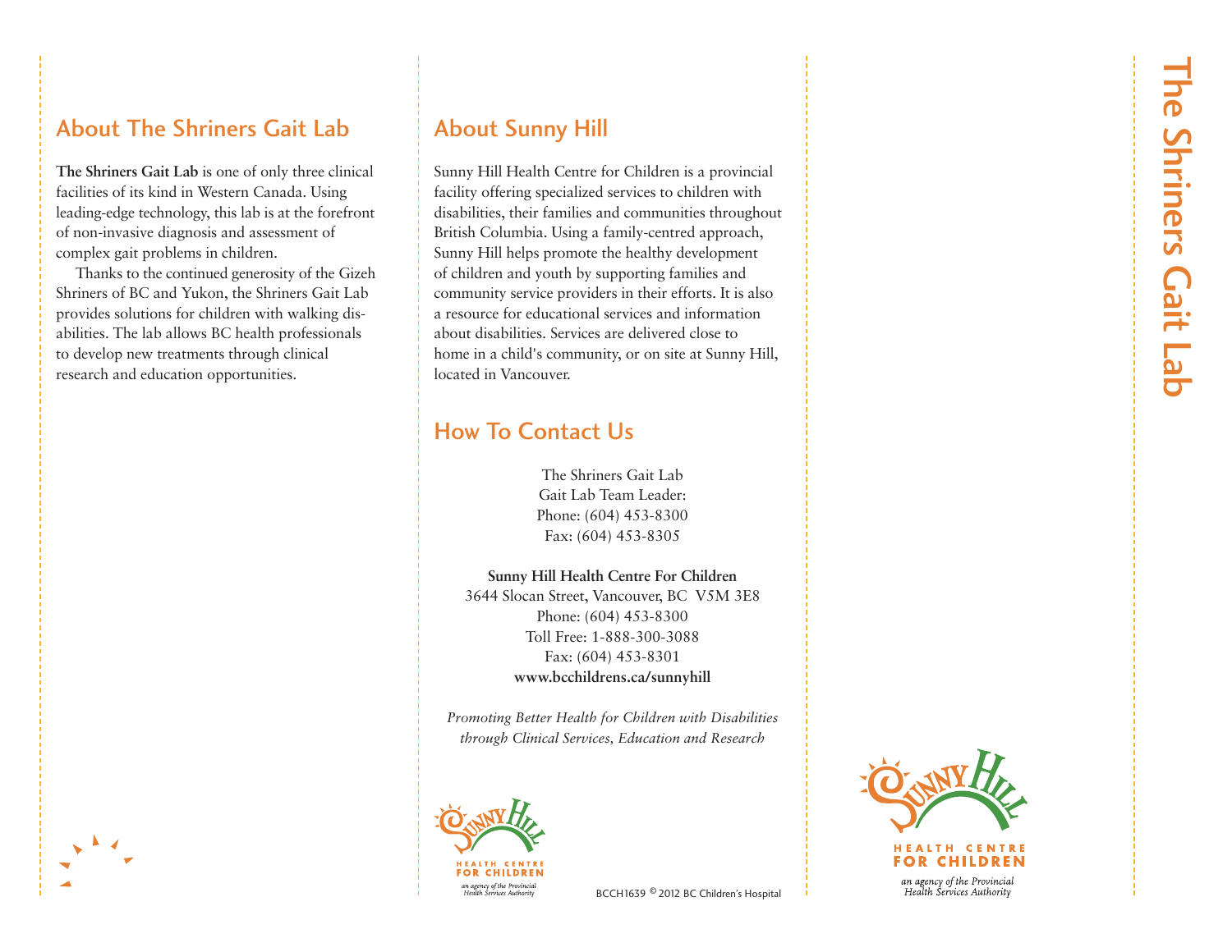## About The Shriners Gait Lab

**The Shriners Gait Lab** is one of only three clinical facilities of its kind in Western Canada. Using leading-edge technology, this lab is at the forefront of non-invasive diagnosis and assessment of complex gait problems in children.

Thanks to the continued generosity of the Gizeh Shriners of BC and Yukon, the Shriners Gait Lab provides solutions for children with walking disabilities. The lab allows BC health professionals to develop new treatments through clinical research and education opportunities.

## About Sunny Hill

Sunny Hill Health Centre for Children is a provincial facility offering specialized services to children with disabilities, their families and communities throughout British Columbia. Using a family-centred approach, Sunny Hill helps promote the healthy development of children and youth by supporting families and community service providers in their efforts. It is also a resource for educational services and information about disabilities. Services are delivered close to home in a child's community, or on site at Sunny Hill, located in Vancouver.

## How To Contact Us

The Shriners Gait Lab
Gait Lab Team Leader:
Phone: (604) 453-8300
Fax: (604) 453-8305

**Sunny Hill Health Centre For Children**
3644 Slocan Street, Vancouver, BC V5M 3E8
Phone: (604) 453-8300
Toll Free: 1-888-300-3088
Fax: (604) 453-8301
**www.bcchildrens.ca/sunnyhill**

*Promoting Better Health for Children with Disabilities through Clinical Services, Education and Research*

SUNNY HILL HEALTH CENTRE FOR CHILDREN
*an agency of the Provincial Health Services Authority*

BCCH1639 © 2012 BC Children's Hospital

# The Shriners Gait Lab

SUNNY HILL HEALTH CENTRE FOR CHILDREN
*an agency of the Provincial Health Services Authority*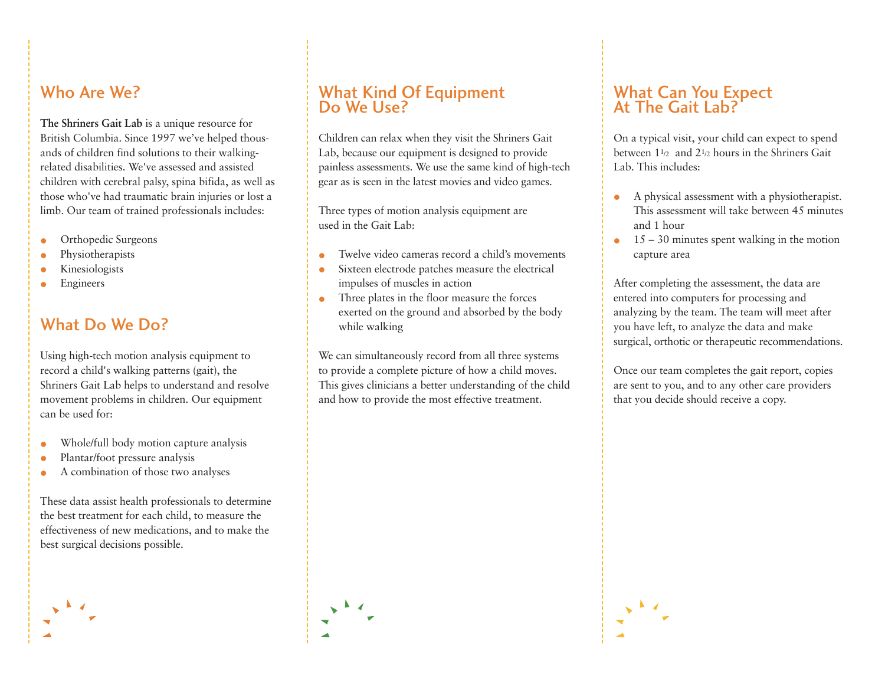## Who Are We?

**The Shriners Gait Lab** is a unique resource for British Columbia. Since 1997 we've helped thousands of children find solutions to their walking-related disabilities. We've assessed and assisted children with cerebral palsy, spina bifida, as well as those who've had traumatic brain injuries or lost a limb. Our team of trained professionals includes:

- Orthopedic Surgeons
- Physiotherapists
- Kinesiologists
- Engineers

## What Do We Do?

Using high-tech motion analysis equipment to record a child's walking patterns (gait), the Shriners Gait Lab helps to understand and resolve movement problems in children. Our equipment can be used for:

- Whole/full body motion capture analysis
- Plantar/foot pressure analysis
- A combination of those two analyses

These data assist health professionals to determine the best treatment for each child, to measure the effectiveness of new medications, and to make the best surgical decisions possible.

## What Kind Of Equipment Do We Use?

Children can relax when they visit the Shriners Gait Lab, because our equipment is designed to provide painless assessments. We use the same kind of high-tech gear as is seen in the latest movies and video games.

Three types of motion analysis equipment are used in the Gait Lab:

- Twelve video cameras record a child's movements
- Sixteen electrode patches measure the electrical impulses of muscles in action
- Three plates in the floor measure the forces exerted on the ground and absorbed by the body while walking

We can simultaneously record from all three systems to provide a complete picture of how a child moves. This gives clinicians a better understanding of the child and how to provide the most effective treatment.

## What Can You Expect At The Gait Lab?

On a typical visit, your child can expect to spend between 1½ and 2½ hours in the Shriners Gait Lab. This includes:

- A physical assessment with a physiotherapist. This assessment will take between 45 minutes and 1 hour
- 15 – 30 minutes spent walking in the motion capture area

After completing the assessment, the data are entered into computers for processing and analyzing by the team. The team will meet after you have left, to analyze the data and make surgical, orthotic or therapeutic recommendations.

Once our team completes the gait report, copies are sent to you, and to any other care providers that you decide should receive a copy.